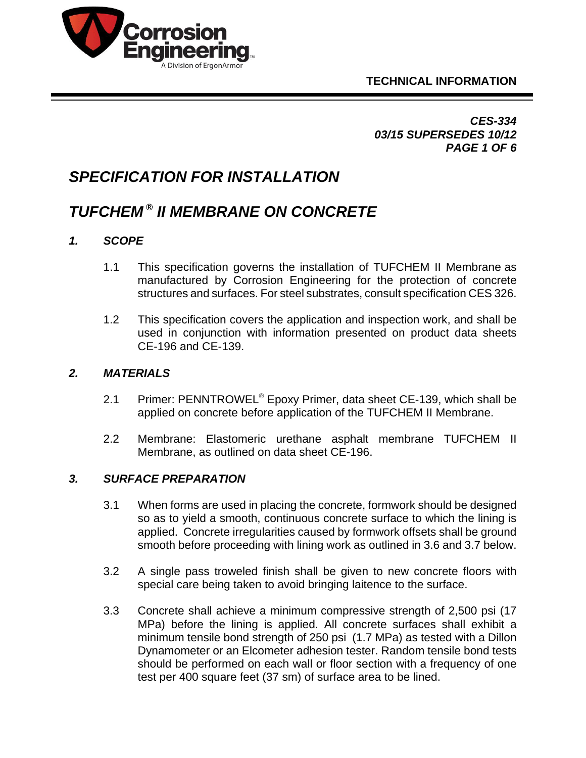**Corrosion Engineering**
A Division of ErgonArmor

**TECHNICAL INFORMATION**

***CES-334***
***03/15 SUPERSEDES 10/12***

# *SPECIFICATION FOR INSTALLATION*

# *TUFCHEM® II MEMBRANE ON CONCRETE*

## *1. SCOPE*

1.1 This specification governs the installation of TUFCHEM II Membrane as manufactured by Corrosion Engineering for the protection of concrete structures and surfaces. For steel substrates, consult specification CES 326.

1.2 This specification covers the application and inspection work, and shall be used in conjunction with information presented on product data sheets CE-196 and CE-139.

## *2. MATERIALS*

2.1 Primer: PENNTROWEL® Epoxy Primer, data sheet CE-139, which shall be applied on concrete before application of the TUFCHEM II Membrane.

2.2 Membrane: Elastomeric urethane asphalt membrane TUFCHEM II Membrane, as outlined on data sheet CE-196.

## *3. SURFACE PREPARATION*

3.1 When forms are used in placing the concrete, formwork should be designed so as to yield a smooth, continuous concrete surface to which the lining is applied. Concrete irregularities caused by formwork offsets shall be ground smooth before proceeding with lining work as outlined in 3.6 and 3.7 below.

3.2 A single pass troweled finish shall be given to new concrete floors with special care being taken to avoid bringing laitence to the surface.

3.3 Concrete shall achieve a minimum compressive strength of 2,500 psi (17 MPa) before the lining is applied. All concrete surfaces shall exhibit a minimum tensile bond strength of 250 psi (1.7 MPa) as tested with a Dillon Dynamometer or an Elcometer adhesion tester. Random tensile bond tests should be performed on each wall or floor section with a frequency of one test per 400 square feet (37 sm) of surface area to be lined.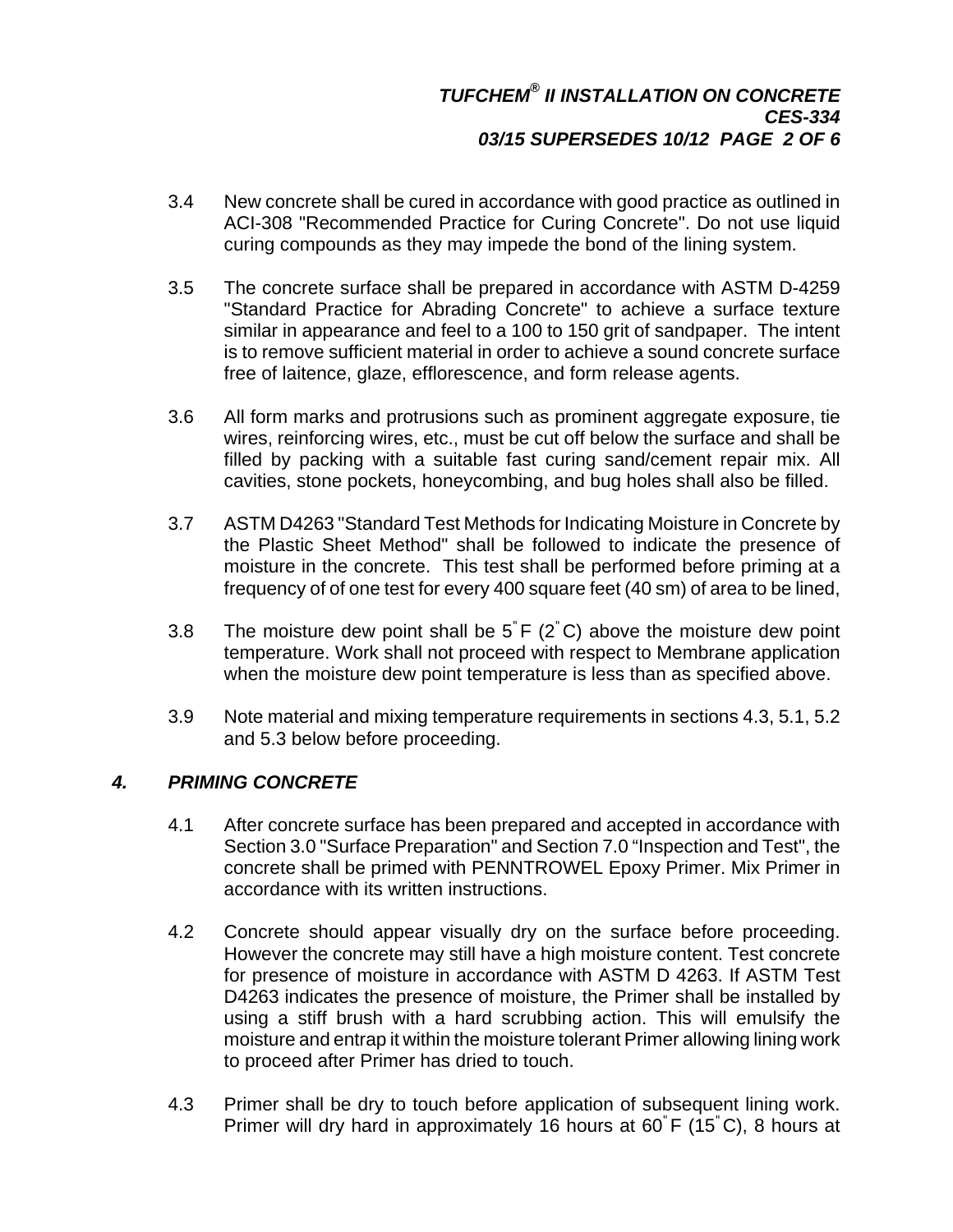3.4 New concrete shall be cured in accordance with good practice as outlined in ACI-308 "Recommended Practice for Curing Concrete". Do not use liquid curing compounds as they may impede the bond of the lining system.

3.5 The concrete surface shall be prepared in accordance with ASTM D-4259 "Standard Practice for Abrading Concrete" to achieve a surface texture similar in appearance and feel to a 100 to 150 grit of sandpaper. The intent is to remove sufficient material in order to achieve a sound concrete surface free of laitence, glaze, efflorescence, and form release agents.

3.6 All form marks and protrusions such as prominent aggregate exposure, tie wires, reinforcing wires, etc., must be cut off below the surface and shall be filled by packing with a suitable fast curing sand/cement repair mix. All cavities, stone pockets, honeycombing, and bug holes shall also be filled.

3.7 ASTM D4263 "Standard Test Methods for Indicating Moisture in Concrete by the Plastic Sheet Method" shall be followed to indicate the presence of moisture in the concrete. This test shall be performed before priming at a frequency of of one test for every 400 square feet (40 sm) of area to be lined,

3.8 The moisture dew point shall be 5°F (2°C) above the moisture dew point temperature. Work shall not proceed with respect to Membrane application when the moisture dew point temperature is less than as specified above.

3.9 Note material and mixing temperature requirements in sections 4.3, 5.1, 5.2 and 5.3 below before proceeding.

## *4. PRIMING CONCRETE*

4.1 After concrete surface has been prepared and accepted in accordance with Section 3.0 "Surface Preparation" and Section 7.0 “Inspection and Test", the concrete shall be primed with PENNTROWEL Epoxy Primer. Mix Primer in accordance with its written instructions.

4.2 Concrete should appear visually dry on the surface before proceeding. However the concrete may still have a high moisture content. Test concrete for presence of moisture in accordance with ASTM D 4263. If ASTM Test D4263 indicates the presence of moisture, the Primer shall be installed by using a stiff brush with a hard scrubbing action. This will emulsify the moisture and entrap it within the moisture tolerant Primer allowing lining work to proceed after Primer has dried to touch.

4.3 Primer shall be dry to touch before application of subsequent lining work. Primer will dry hard in approximately 16 hours at 60°F (15°C), 8 hours at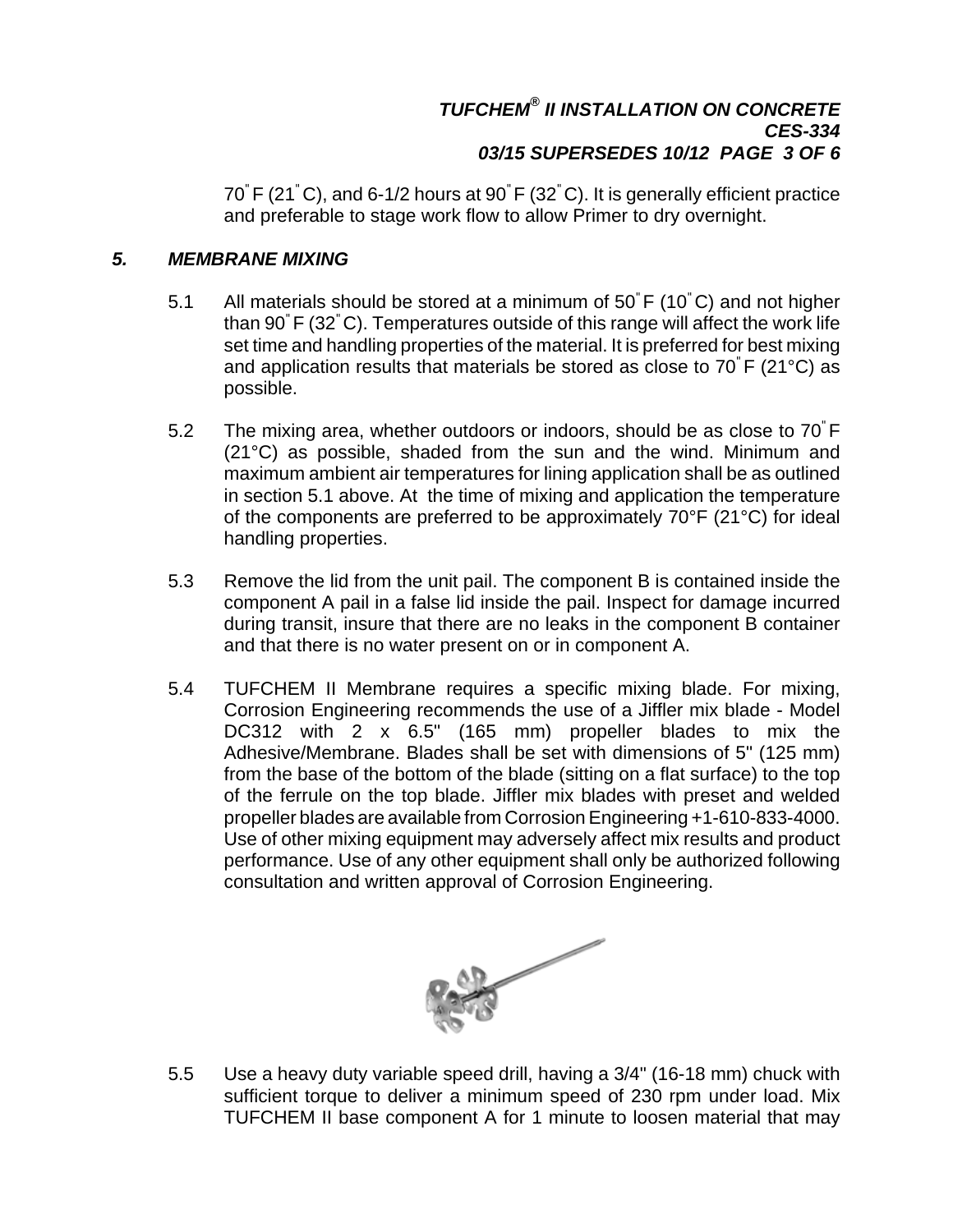70°F (21°C), and 6-1/2 hours at 90°F (32°C). It is generally efficient practice and preferable to stage work flow to allow Primer to dry overnight.

## *5. MEMBRANE MIXING*

5.1 All materials should be stored at a minimum of 50°F (10°C) and not higher than 90°F (32°C). Temperatures outside of this range will affect the work life set time and handling properties of the material. It is preferred for best mixing and application results that materials be stored as close to 70°F (21°C) as possible.

5.2 The mixing area, whether outdoors or indoors, should be as close to 70°F (21°C) as possible, shaded from the sun and the wind. Minimum and maximum ambient air temperatures for lining application shall be as outlined in section 5.1 above. At the time of mixing and application the temperature of the components are preferred to be approximately 70°F (21°C) for ideal handling properties.

5.3 Remove the lid from the unit pail. The component B is contained inside the component A pail in a false lid inside the pail. Inspect for damage incurred during transit, insure that there are no leaks in the component B container and that there is no water present on or in component A.

5.4 TUFCHEM II Membrane requires a specific mixing blade. For mixing, Corrosion Engineering recommends the use of a Jiffler mix blade - Model DC312 with 2 x 6.5" (165 mm) propeller blades to mix the Adhesive/Membrane. Blades shall be set with dimensions of 5" (125 mm) from the base of the bottom of the blade (sitting on a flat surface) to the top of the ferrule on the top blade. Jiffler mix blades with preset and welded propeller blades are available from Corrosion Engineering +1-610-833-4000. Use of other mixing equipment may adversely affect mix results and product performance. Use of any other equipment shall only be authorized following consultation and written approval of Corrosion Engineering.

5.5 Use a heavy duty variable speed drill, having a 3/4" (16-18 mm) chuck with sufficient torque to deliver a minimum speed of 230 rpm under load. Mix TUFCHEM II base component A for 1 minute to loosen material that may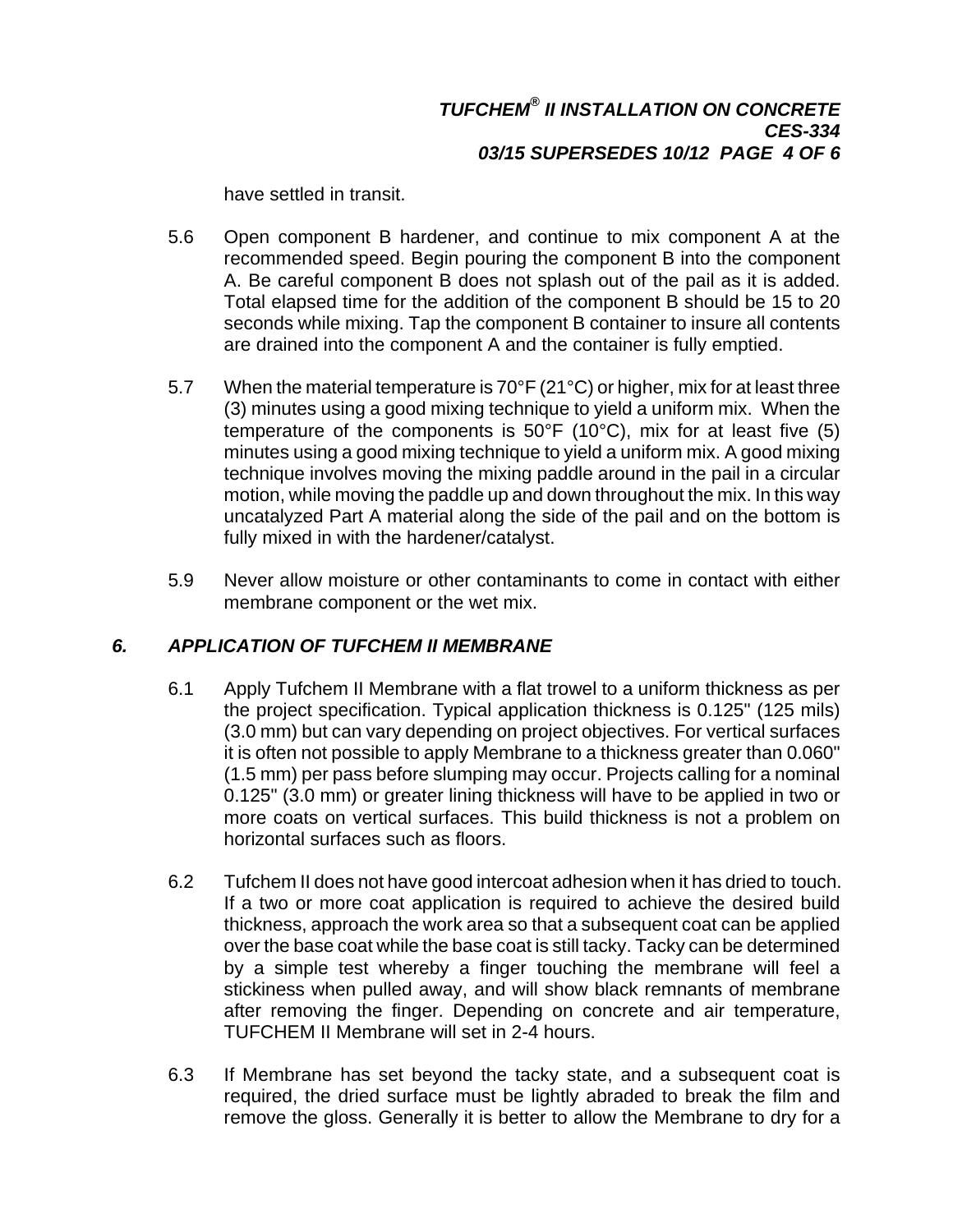have settled in transit.

5.6 Open component B hardener, and continue to mix component A at the recommended speed. Begin pouring the component B into the component A. Be careful component B does not splash out of the pail as it is added. Total elapsed time for the addition of the component B should be 15 to 20 seconds while mixing. Tap the component B container to insure all contents are drained into the component A and the container is fully emptied.

5.7 When the material temperature is 70°F (21°C) or higher, mix for at least three (3) minutes using a good mixing technique to yield a uniform mix. When the temperature of the components is 50°F (10°C), mix for at least five (5) minutes using a good mixing technique to yield a uniform mix. A good mixing technique involves moving the mixing paddle around in the pail in a circular motion, while moving the paddle up and down throughout the mix. In this way uncatalyzed Part A material along the side of the pail and on the bottom is fully mixed in with the hardener/catalyst.

5.9 Never allow moisture or other contaminants to come in contact with either membrane component or the wet mix.

## *6. APPLICATION OF TUFCHEM II MEMBRANE*

6.1 Apply Tufchem II Membrane with a flat trowel to a uniform thickness as per the project specification. Typical application thickness is 0.125" (125 mils) (3.0 mm) but can vary depending on project objectives. For vertical surfaces it is often not possible to apply Membrane to a thickness greater than 0.060" (1.5 mm) per pass before slumping may occur. Projects calling for a nominal 0.125" (3.0 mm) or greater lining thickness will have to be applied in two or more coats on vertical surfaces. This build thickness is not a problem on horizontal surfaces such as floors.

6.2 Tufchem II does not have good intercoat adhesion when it has dried to touch. If a two or more coat application is required to achieve the desired build thickness, approach the work area so that a subsequent coat can be applied over the base coat while the base coat is still tacky. Tacky can be determined by a simple test whereby a finger touching the membrane will feel a stickiness when pulled away, and will show black remnants of membrane after removing the finger. Depending on concrete and air temperature, TUFCHEM II Membrane will set in 2-4 hours.

6.3 If Membrane has set beyond the tacky state, and a subsequent coat is required, the dried surface must be lightly abraded to break the film and remove the gloss. Generally it is better to allow the Membrane to dry for a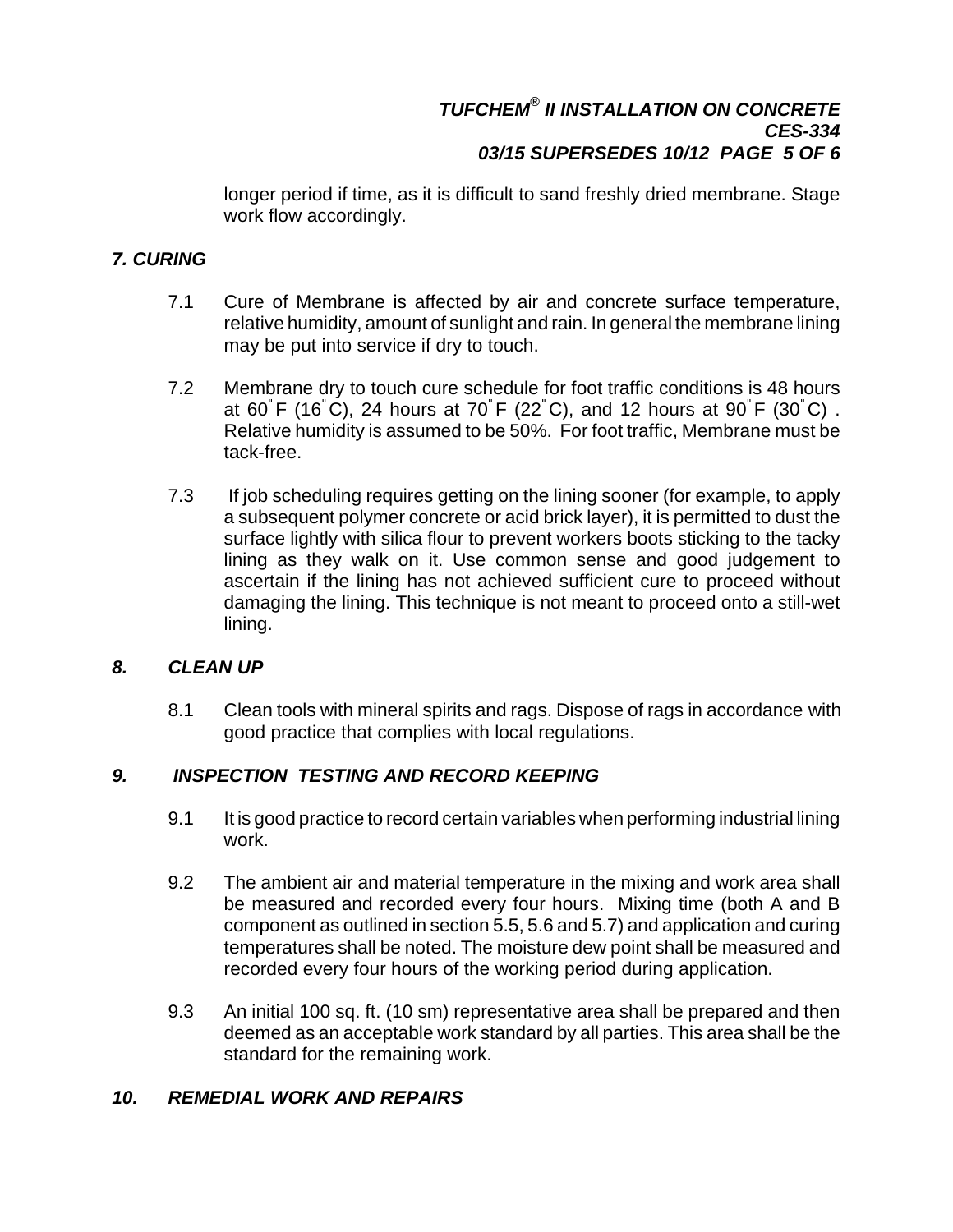longer period if time, as it is difficult to sand freshly dried membrane. Stage work flow accordingly.

## *7. CURING*

7.1 Cure of Membrane is affected by air and concrete surface temperature, relative humidity, amount of sunlight and rain. In general the membrane lining may be put into service if dry to touch.

7.2 Membrane dry to touch cure schedule for foot traffic conditions is 48 hours at 60°F (16°C), 24 hours at 70°F (22°C), and 12 hours at 90°F (30°C) . Relative humidity is assumed to be 50%. For foot traffic, Membrane must be tack-free.

7.3 If job scheduling requires getting on the lining sooner (for example, to apply a subsequent polymer concrete or acid brick layer), it is permitted to dust the surface lightly with silica flour to prevent workers boots sticking to the tacky lining as they walk on it. Use common sense and good judgement to ascertain if the lining has not achieved sufficient cure to proceed without damaging the lining. This technique is not meant to proceed onto a still-wet lining.

## *8. CLEAN UP*

8.1 Clean tools with mineral spirits and rags. Dispose of rags in accordance with good practice that complies with local regulations.

## *9. INSPECTION TESTING AND RECORD KEEPING*

9.1 It is good practice to record certain variables when performing industrial lining work.

9.2 The ambient air and material temperature in the mixing and work area shall be measured and recorded every four hours. Mixing time (both A and B component as outlined in section 5.5, 5.6 and 5.7) and application and curing temperatures shall be noted. The moisture dew point shall be measured and recorded every four hours of the working period during application.

9.3 An initial 100 sq. ft. (10 sm) representative area shall be prepared and then deemed as an acceptable work standard by all parties. This area shall be the standard for the remaining work.

## *10. REMEDIAL WORK AND REPAIRS*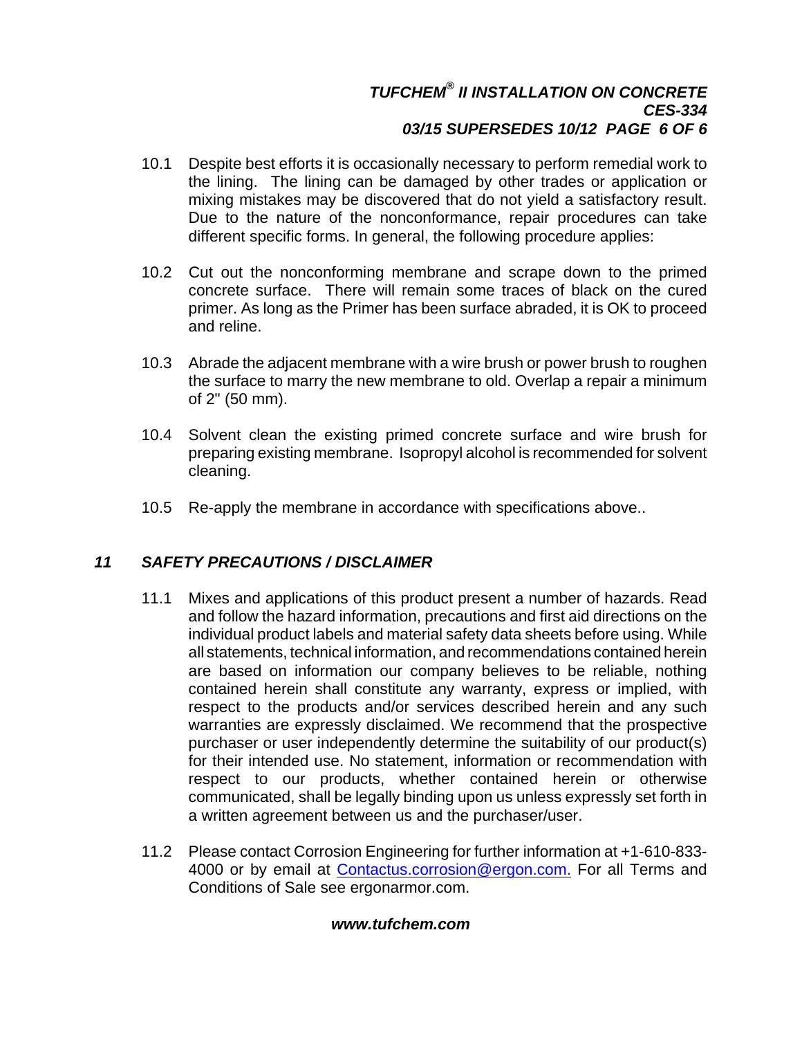10.1 Despite best efforts it is occasionally necessary to perform remedial work to the lining. The lining can be damaged by other trades or application or mixing mistakes may be discovered that do not yield a satisfactory result. Due to the nature of the nonconformance, repair procedures can take different specific forms. In general, the following procedure applies:

10.2 Cut out the nonconforming membrane and scrape down to the primed concrete surface. There will remain some traces of black on the cured primer. As long as the Primer has been surface abraded, it is OK to proceed and reline.

10.3 Abrade the adjacent membrane with a wire brush or power brush to roughen the surface to marry the new membrane to old. Overlap a repair a minimum of 2" (50 mm).

10.4 Solvent clean the existing primed concrete surface and wire brush for preparing existing membrane. Isopropyl alcohol is recommended for solvent cleaning.

10.5 Re-apply the membrane in accordance with specifications above..

## *11 SAFETY PRECAUTIONS / DISCLAIMER*

11.1 Mixes and applications of this product present a number of hazards. Read and follow the hazard information, precautions and first aid directions on the individual product labels and material safety data sheets before using. While all statements, technical information, and recommendations contained herein are based on information our company believes to be reliable, nothing contained herein shall constitute any warranty, express or implied, with respect to the products and/or services described herein and any such warranties are expressly disclaimed. We recommend that the prospective purchaser or user independently determine the suitability of our product(s) for their intended use. No statement, information or recommendation with respect to our products, whether contained herein or otherwise communicated, shall be legally binding upon us unless expressly set forth in a written agreement between us and the purchaser/user.

11.2 Please contact Corrosion Engineering for further information at +1-610-833-4000 or by email at Contactus.corrosion@ergon.com. For all Terms and Conditions of Sale see ergonarmor.com.

***www.tufchem.com***